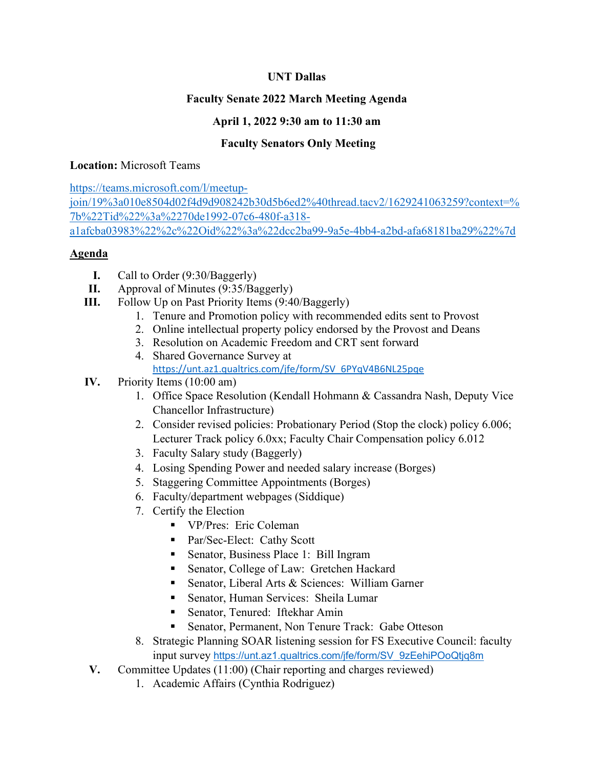**UNT Dallas**

**Faculty Senate 2022 March Meeting Agenda**

**April 1, 2022 9:30 am to 11:30 am**

**Faculty Senators Only Meeting**

**Location:** Microsoft Teams

https://teams.microsoft.com/l/meetup-join/19%3a010e8504d02f4d9d908242b30d5b6ed2%40thread.tacv2/1629241063259?context=%7b%22Tid%22%3a%2270de1992-07c6-480f-a318-a1afcba03983%22%2c%22Oid%22%3a%22dcc2ba99-9a5e-4bb4-a2bd-afa68181ba29%22%7d

**Agenda**

I. Call to Order (9:30/Baggerly)

II. Approval of Minutes (9:35/Baggerly)

III. Follow Up on Past Priority Items (9:40/Baggerly)
   1. Tenure and Promotion policy with recommended edits sent to Provost
   2. Online intellectual property policy endorsed by the Provost and Deans
   3. Resolution on Academic Freedom and CRT sent forward
   4. Shared Governance Survey at https://unt.az1.qualtrics.com/jfe/form/SV_6PYqV4B6NL25pqe

IV. Priority Items (10:00 am)
   1. Office Space Resolution (Kendall Hohmann & Cassandra Nash, Deputy Vice Chancellor Infrastructure)
   2. Consider revised policies: Probationary Period (Stop the clock) policy 6.006; Lecturer Track policy 6.0xx; Faculty Chair Compensation policy 6.012
   3. Faculty Salary study (Baggerly)
   4. Losing Spending Power and needed salary increase (Borges)
   5. Staggering Committee Appointments (Borges)
   6. Faculty/department webpages (Siddique)
   7. Certify the Election
      - VP/Pres: Eric Coleman
      - Par/Sec-Elect: Cathy Scott
      - Senator, Business Place 1: Bill Ingram
      - Senator, College of Law: Gretchen Hackard
      - Senator, Liberal Arts & Sciences: William Garner
      - Senator, Human Services: Sheila Lumar
      - Senator, Tenured: Iftekhar Amin
      - Senator, Permanent, Non Tenure Track: Gabe Otteson
   8. Strategic Planning SOAR listening session for FS Executive Council: faculty input survey https://unt.az1.qualtrics.com/jfe/form/SV_9zEehiPOoQtjq8m

V. Committee Updates (11:00) (Chair reporting and charges reviewed)
   1. Academic Affairs (Cynthia Rodriguez)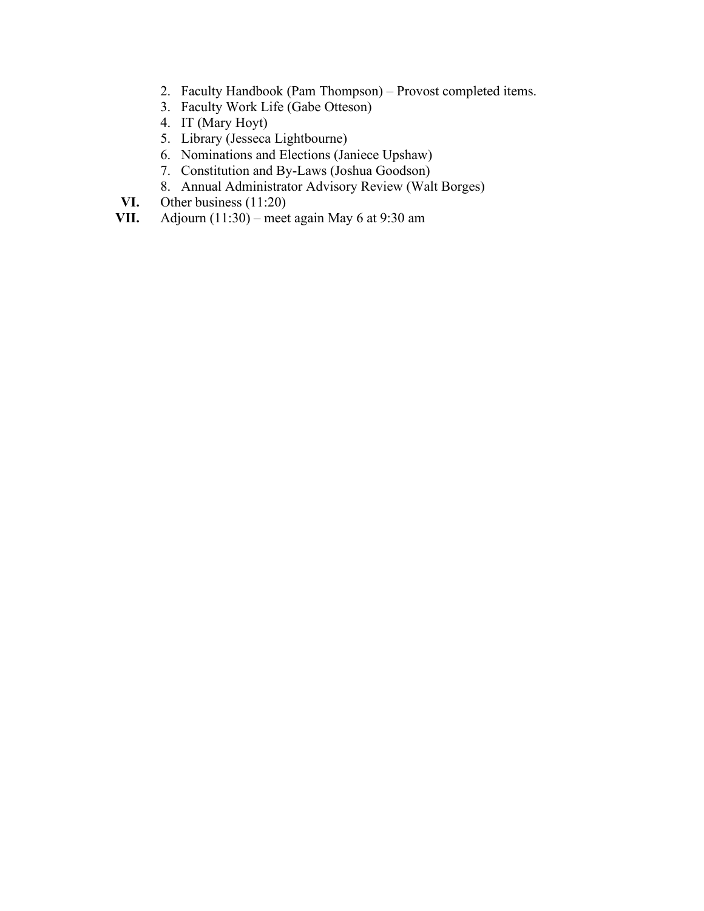2. Faculty Handbook (Pam Thompson) – Provost completed items.
3. Faculty Work Life (Gabe Otteson)
4. IT (Mary Hoyt)
5. Library (Jesseca Lightbourne)
6. Nominations and Elections (Janiece Upshaw)
7. Constitution and By-Laws (Joshua Goodson)
8. Annual Administrator Advisory Review (Walt Borges)

**VI.** Other business (11:20)

**VII.** Adjourn (11:30) – meet again May 6 at 9:30 am